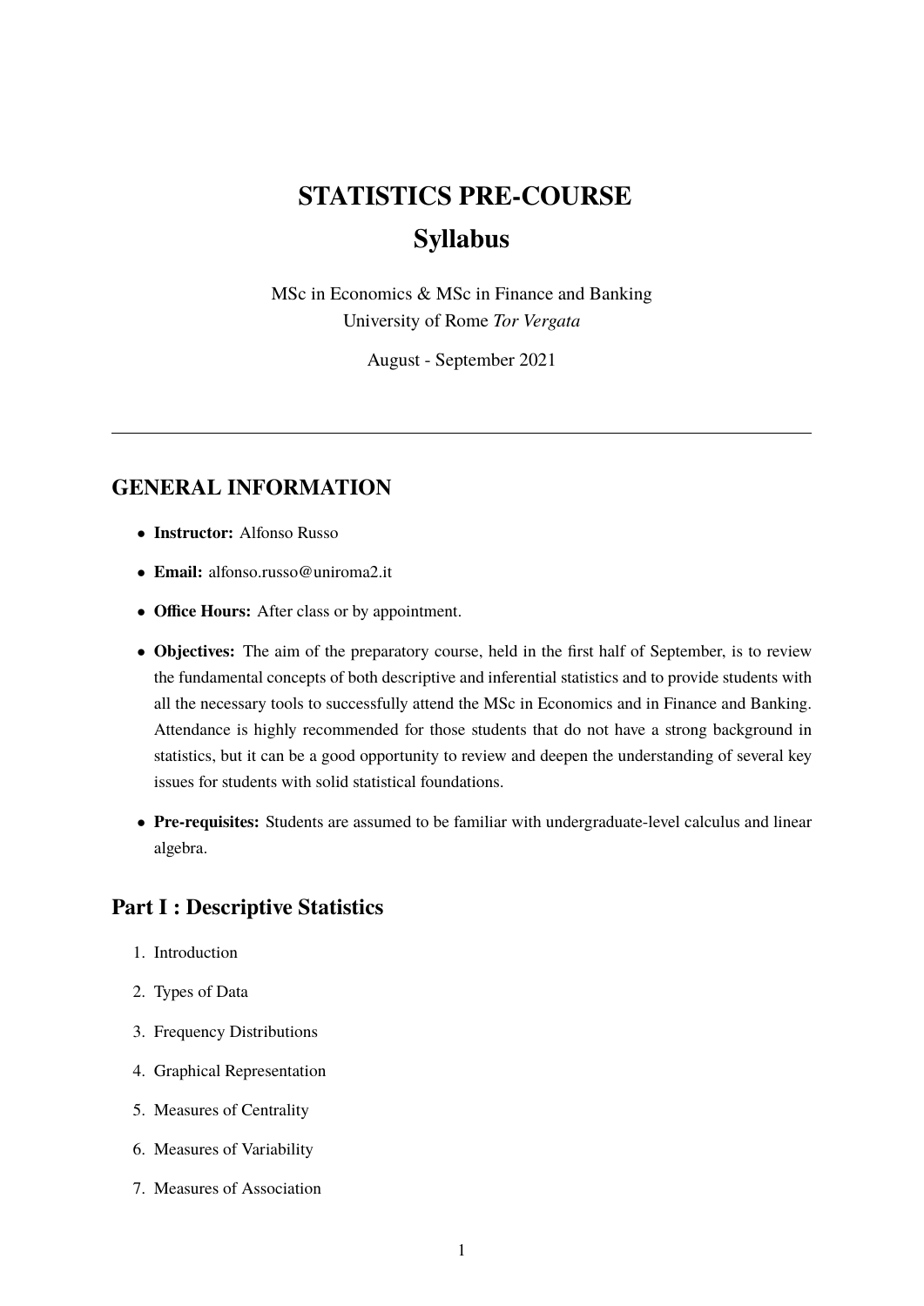# STATISTICS PRE-COURSE

# Syllabus

MSc in Economics & MSc in Finance and Banking
University of Rome *Tor Vergata*

August - September 2021

---

## GENERAL INFORMATION

- **Instructor:** Alfonso Russo
- **Email:** alfonso.russo@uniroma2.it
- **Office Hours:** After class or by appointment.
- **Objectives:** The aim of the preparatory course, held in the first half of September, is to review the fundamental concepts of both descriptive and inferential statistics and to provide students with all the necessary tools to successfully attend the MSc in Economics and in Finance and Banking. Attendance is highly recommended for those students that do not have a strong background in statistics, but it can be a good opportunity to review and deepen the understanding of several key issues for students with solid statistical foundations.
- **Pre-requisites:** Students are assumed to be familiar with undergraduate-level calculus and linear algebra.

## Part I : Descriptive Statistics

1. Introduction
2. Types of Data
3. Frequency Distributions
4. Graphical Representation
5. Measures of Centrality
6. Measures of Variability
7. Measures of Association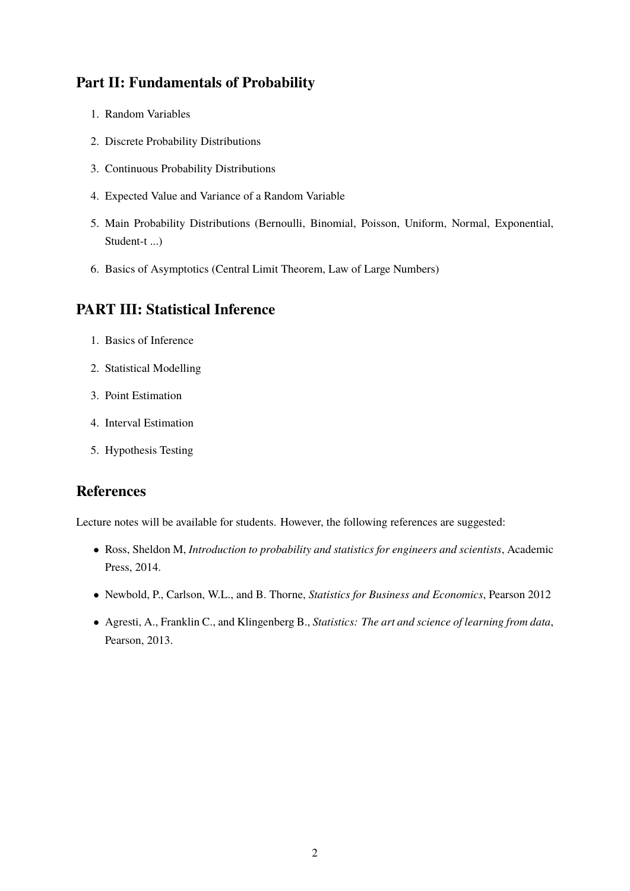## Part II: Fundamentals of Probability

1. Random Variables
2. Discrete Probability Distributions
3. Continuous Probability Distributions
4. Expected Value and Variance of a Random Variable
5. Main Probability Distributions (Bernoulli, Binomial, Poisson, Uniform, Normal, Exponential, Student-t ...)
6. Basics of Asymptotics (Central Limit Theorem, Law of Large Numbers)

## PART III: Statistical Inference

1. Basics of Inference
2. Statistical Modelling
3. Point Estimation
4. Interval Estimation
5. Hypothesis Testing

## References

Lecture notes will be available for students. However, the following references are suggested:

- Ross, Sheldon M, *Introduction to probability and statistics for engineers and scientists*, Academic Press, 2014.
- Newbold, P., Carlson, W.L., and B. Thorne, *Statistics for Business and Economics*, Pearson 2012
- Agresti, A., Franklin C., and Klingenberg B., *Statistics: The art and science of learning from data*, Pearson, 2013.